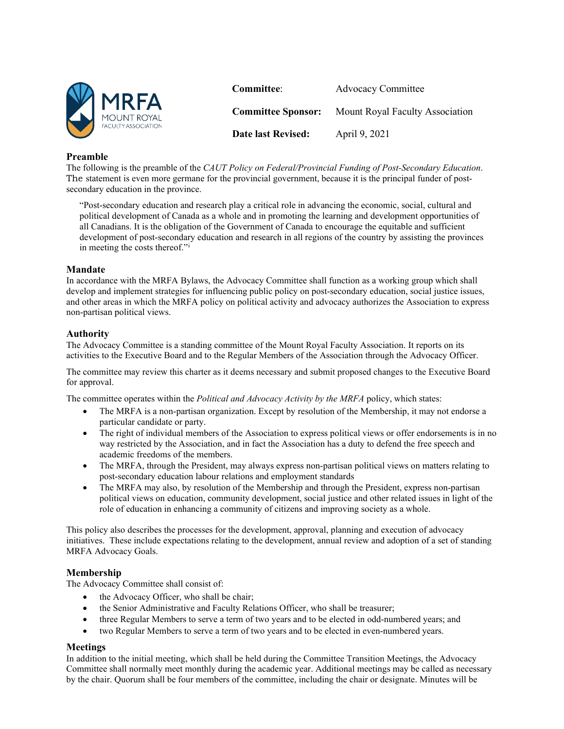MRFA MOUNT ROYAL FACULTY ASSOCIATION

| | |
|---|---|
| **Committee**: | Advocacy Committee |
| **Committee Sponsor:** | Mount Royal Faculty Association |
| **Date last Revised:** | April 9, 2021 |

## Preamble

The following is the preamble of the *CAUT Policy on Federal/Provincial Funding of Post-Secondary Education*. The statement is even more germane for the provincial government, because it is the principal funder of post-secondary education in the province.

> "Post-secondary education and research play a critical role in advancing the economic, social, cultural and political development of Canada as a whole and in promoting the learning and development opportunities of all Canadians. It is the obligation of the Government of Canada to encourage the equitable and sufficient development of post-secondary education and research in all regions of the country by assisting the provinces in meeting the costs thereof."[i]

## Mandate

In accordance with the MRFA Bylaws, the Advocacy Committee shall function as a working group which shall develop and implement strategies for influencing public policy on post-secondary education, social justice issues, and other areas in which the MRFA policy on political activity and advocacy authorizes the Association to express non-partisan political views.

## Authority

The Advocacy Committee is a standing committee of the Mount Royal Faculty Association. It reports on its activities to the Executive Board and to the Regular Members of the Association through the Advocacy Officer.

The committee may review this charter as it deems necessary and submit proposed changes to the Executive Board for approval.

The committee operates within the *Political and Advocacy Activity by the MRFA* policy, which states:

- The MRFA is a non-partisan organization. Except by resolution of the Membership, it may not endorse a particular candidate or party.
- The right of individual members of the Association to express political views or offer endorsements is in no way restricted by the Association, and in fact the Association has a duty to defend the free speech and academic freedoms of the members.
- The MRFA, through the President, may always express non-partisan political views on matters relating to post-secondary education labour relations and employment standards
- The MRFA may also, by resolution of the Membership and through the President, express non-partisan political views on education, community development, social justice and other related issues in light of the role of education in enhancing a community of citizens and improving society as a whole.

This policy also describes the processes for the development, approval, planning and execution of advocacy initiatives. These include expectations relating to the development, annual review and adoption of a set of standing MRFA Advocacy Goals.

## Membership

The Advocacy Committee shall consist of:

- the Advocacy Officer, who shall be chair;
- the Senior Administrative and Faculty Relations Officer, who shall be treasurer;
- three Regular Members to serve a term of two years and to be elected in odd-numbered years; and
- two Regular Members to serve a term of two years and to be elected in even-numbered years.

## Meetings

In addition to the initial meeting, which shall be held during the Committee Transition Meetings, the Advocacy Committee shall normally meet monthly during the academic year. Additional meetings may be called as necessary by the chair. Quorum shall be four members of the committee, including the chair or designate. Minutes will be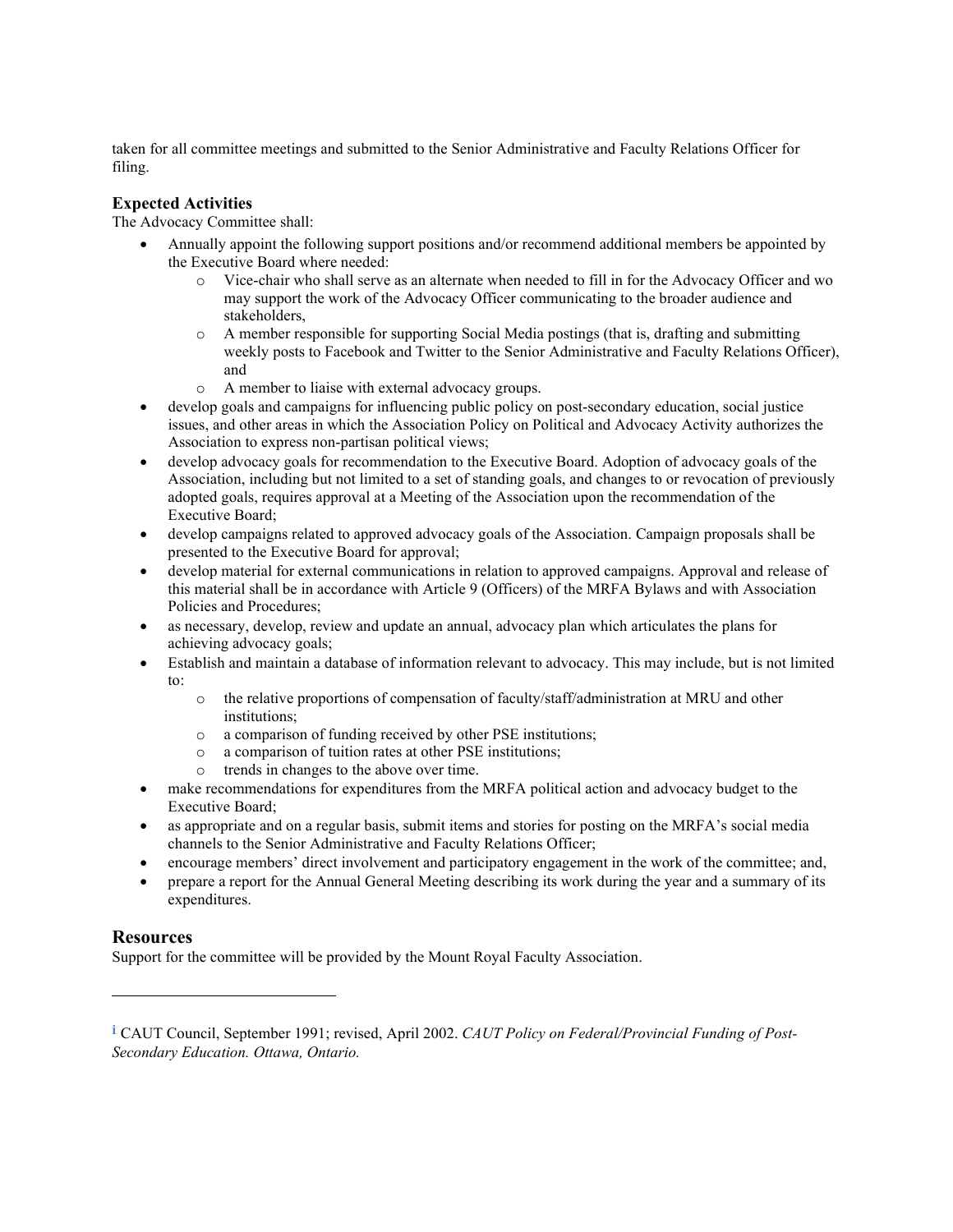taken for all committee meetings and submitted to the Senior Administrative and Faculty Relations Officer for filing.

### Expected Activities

The Advocacy Committee shall:

- Annually appoint the following support positions and/or recommend additional members be appointed by the Executive Board where needed:
  - Vice-chair who shall serve as an alternate when needed to fill in for the Advocacy Officer and wo may support the work of the Advocacy Officer communicating to the broader audience and stakeholders,
  - A member responsible for supporting Social Media postings (that is, drafting and submitting weekly posts to Facebook and Twitter to the Senior Administrative and Faculty Relations Officer), and
  - A member to liaise with external advocacy groups.
- develop goals and campaigns for influencing public policy on post-secondary education, social justice issues, and other areas in which the Association Policy on Political and Advocacy Activity authorizes the Association to express non-partisan political views;
- develop advocacy goals for recommendation to the Executive Board. Adoption of advocacy goals of the Association, including but not limited to a set of standing goals, and changes to or revocation of previously adopted goals, requires approval at a Meeting of the Association upon the recommendation of the Executive Board;
- develop campaigns related to approved advocacy goals of the Association. Campaign proposals shall be presented to the Executive Board for approval;
- develop material for external communications in relation to approved campaigns. Approval and release of this material shall be in accordance with Article 9 (Officers) of the MRFA Bylaws and with Association Policies and Procedures;
- as necessary, develop, review and update an annual, advocacy plan which articulates the plans for achieving advocacy goals;
- Establish and maintain a database of information relevant to advocacy. This may include, but is not limited to:
  - the relative proportions of compensation of faculty/staff/administration at MRU and other institutions;
  - a comparison of funding received by other PSE institutions;
  - a comparison of tuition rates at other PSE institutions;
  - trends in changes to the above over time.
- make recommendations for expenditures from the MRFA political action and advocacy budget to the Executive Board;
- as appropriate and on a regular basis, submit items and stories for posting on the MRFA's social media channels to the Senior Administrative and Faculty Relations Officer;
- encourage members' direct involvement and participatory engagement in the work of the committee; and,
- prepare a report for the Annual General Meeting describing its work during the year and a summary of its expenditures.

### Resources

Support for the committee will be provided by the Mount Royal Faculty Association.

---

[i] CAUT Council, September 1991; revised, April 2002. *CAUT Policy on Federal/Provincial Funding of Post-Secondary Education. Ottawa, Ontario.*